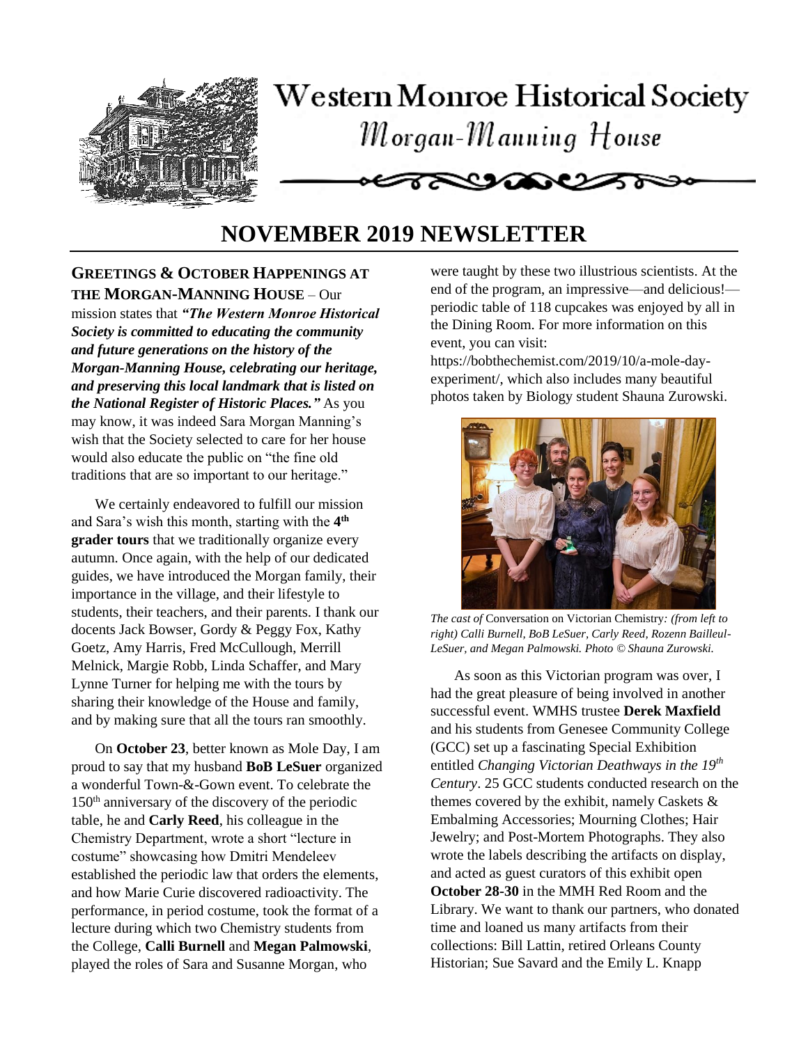# Western Monroe Historical Society

## Morgan-Manning House

## NOVEMBER 2019 NEWSLETTER

**GREETINGS & OCTOBER HAPPENINGS AT THE MORGAN-MANNING HOUSE** – Our mission states that ***"The Western Monroe Historical Society is committed to educating the community and future generations on the history of the Morgan-Manning House, celebrating our heritage, and preserving this local landmark that is listed on the National Register of Historic Places."*** As you may know, it was indeed Sara Morgan Manning's wish that the Society selected to care for her house would also educate the public on "the fine old traditions that are so important to our heritage."

We certainly endeavored to fulfill our mission and Sara's wish this month, starting with the **4th grader tours** that we traditionally organize every autumn. Once again, with the help of our dedicated guides, we have introduced the Morgan family, their importance in the village, and their lifestyle to students, their teachers, and their parents. I thank our docents Jack Bowser, Gordy & Peggy Fox, Kathy Goetz, Amy Harris, Fred McCullough, Merrill Melnick, Margie Robb, Linda Schaffer, and Mary Lynne Turner for helping me with the tours by sharing their knowledge of the House and family, and by making sure that all the tours ran smoothly.

On **October 23**, better known as Mole Day, I am proud to say that my husband **BoB LeSuer** organized a wonderful Town-&-Gown event. To celebrate the 150th anniversary of the discovery of the periodic table, he and **Carly Reed**, his colleague in the Chemistry Department, wrote a short "lecture in costume" showcasing how Dmitri Mendeleev established the periodic law that orders the elements, and how Marie Curie discovered radioactivity. The performance, in period costume, took the format of a lecture during which two Chemistry students from the College, **Calli Burnell** and **Megan Palmowski**, played the roles of Sara and Susanne Morgan, who were taught by these two illustrious scientists. At the end of the program, an impressive—and delicious!—periodic table of 118 cupcakes was enjoyed by all in the Dining Room. For more information on this event, you can visit: https://bobthechemist.com/2019/10/a-mole-day-experiment/, which also includes many beautiful photos taken by Biology student Shauna Zurowski.

*The cast of* Conversation on Victorian Chemistry*: (from left to right) Calli Burnell, BoB LeSuer, Carly Reed, Rozenn Bailleul-LeSuer, and Megan Palmowski. Photo © Shauna Zurowski.*

As soon as this Victorian program was over, I had the great pleasure of being involved in another successful event. WMHS trustee **Derek Maxfield** and his students from Genesee Community College (GCC) set up a fascinating Special Exhibition entitled *Changing Victorian Deathways in the 19th Century*. 25 GCC students conducted research on the themes covered by the exhibit, namely Caskets & Embalming Accessories; Mourning Clothes; Hair Jewelry; and Post-Mortem Photographs. They also wrote the labels describing the artifacts on display, and acted as guest curators of this exhibit open **October 28-30** in the MMH Red Room and the Library. We want to thank our partners, who donated time and loaned us many artifacts from their collections: Bill Lattin, retired Orleans County Historian; Sue Savard and the Emily L. Knapp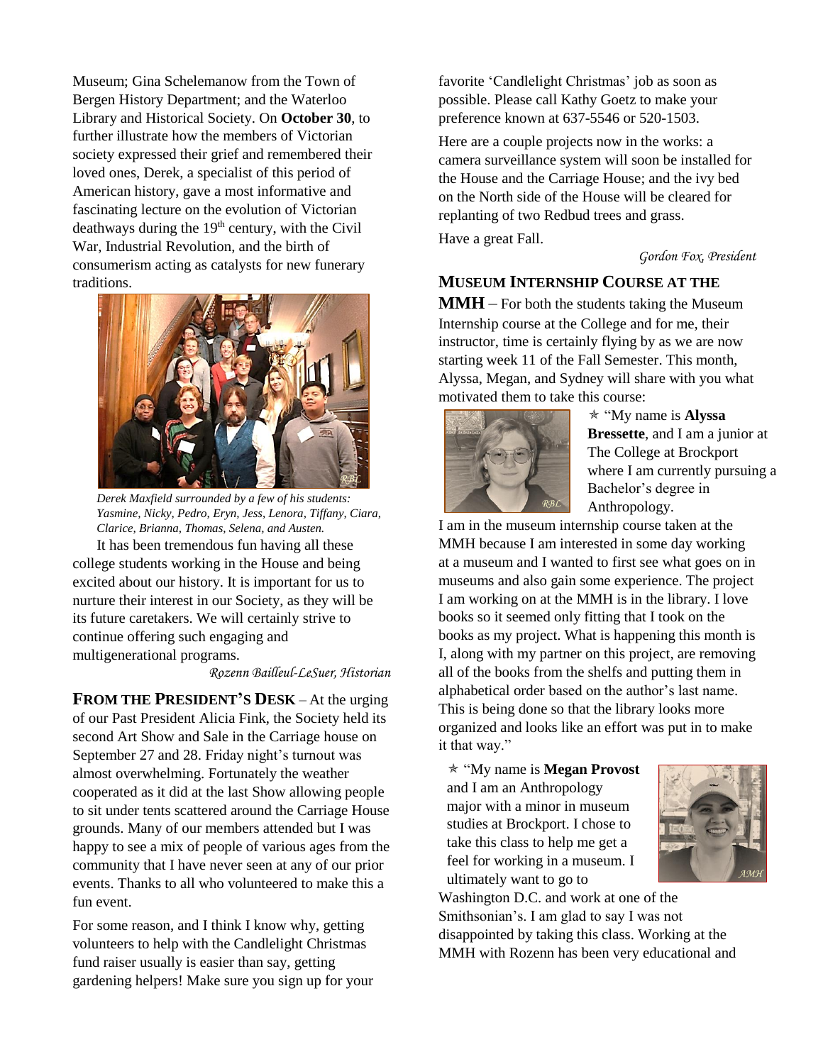Museum; Gina Schelemanow from the Town of Bergen History Department; and the Waterloo Library and Historical Society. On **October 30**, to further illustrate how the members of Victorian society expressed their grief and remembered their loved ones, Derek, a specialist of this period of American history, gave a most informative and fascinating lecture on the evolution of Victorian deathways during the 19th century, with the Civil War, Industrial Revolution, and the birth of consumerism acting as catalysts for new funerary traditions.

*Derek Maxfield surrounded by a few of his students: Yasmine, Nicky, Pedro, Eryn, Jess, Lenora, Tiffany, Ciara, Clarice, Brianna, Thomas, Selena, and Austen.*

It has been tremendous fun having all these college students working in the House and being excited about our history. It is important for us to nurture their interest in our Society, as they will be its future caretakers. We will certainly strive to continue offering such engaging and multigenerational programs.

*Rozenn Bailleul-LeSuer, Historian*

**FROM THE PRESIDENT'S DESK** – At the urging of our Past President Alicia Fink, the Society held its second Art Show and Sale in the Carriage house on September 27 and 28. Friday night's turnout was almost overwhelming. Fortunately the weather cooperated as it did at the last Show allowing people to sit under tents scattered around the Carriage House grounds. Many of our members attended but I was happy to see a mix of people of various ages from the community that I have never seen at any of our prior events. Thanks to all who volunteered to make this a fun event.

For some reason, and I think I know why, getting volunteers to help with the Candlelight Christmas fund raiser usually is easier than say, getting gardening helpers! Make sure you sign up for your favorite 'Candlelight Christmas' job as soon as possible. Please call Kathy Goetz to make your preference known at 637-5546 or 520-1503.

Here are a couple projects now in the works: a camera surveillance system will soon be installed for the House and the Carriage House; and the ivy bed on the North side of the House will be cleared for replanting of two Redbud trees and grass.

Have a great Fall.

*Gordon Fox, President*

**MUSEUM INTERNSHIP COURSE AT THE MMH** – For both the students taking the Museum Internship course at the College and for me, their instructor, time is certainly flying by as we are now starting week 11 of the Fall Semester. This month, Alyssa, Megan, and Sydney will share with you what motivated them to take this course:

✯ "My name is **Alyssa Bressette**, and I am a junior at The College at Brockport where I am currently pursuing a Bachelor's degree in Anthropology. I am in the museum internship course taken at the MMH because I am interested in some day working at a museum and I wanted to first see what goes on in museums and also gain some experience. The project I am working on at the MMH is in the library. I love books so it seemed only fitting that I took on the books as my project. What is happening this month is I, along with my partner on this project, are removing all of the books from the shelfs and putting them in alphabetical order based on the author's last name. This is being done so that the library looks more organized and looks like an effort was put in to make it that way."

✯ "My name is **Megan Provost** and I am an Anthropology major with a minor in museum studies at Brockport. I chose to take this class to help me get a feel for working in a museum. I ultimately want to go to Washington D.C. and work at one of the Smithsonian's. I am glad to say I was not disappointed by taking this class. Working at the MMH with Rozenn has been very educational and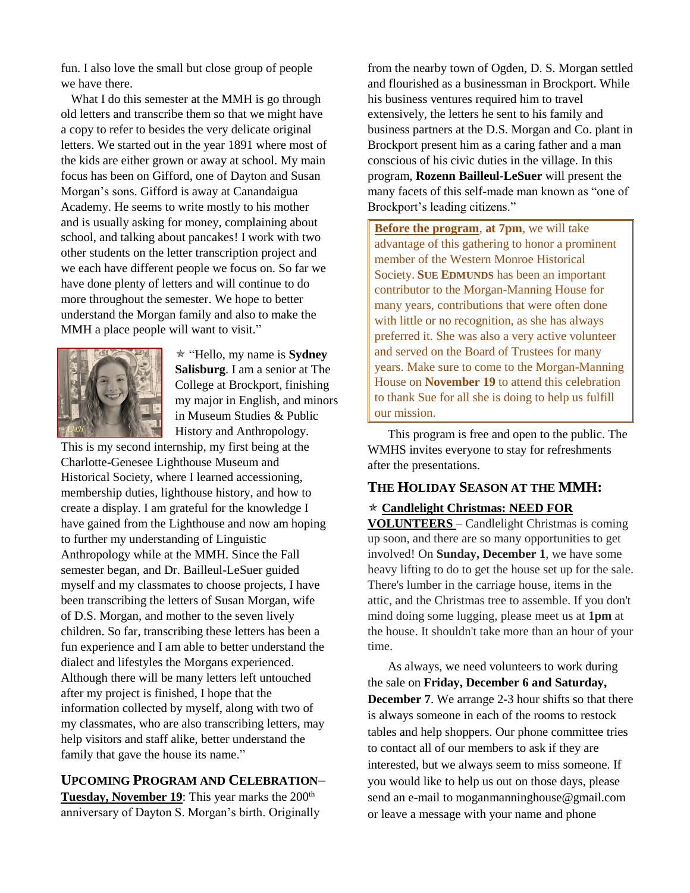fun. I also love the small but close group of people we have there.

What I do this semester at the MMH is go through old letters and transcribe them so that we might have a copy to refer to besides the very delicate original letters. We started out in the year 1891 where most of the kids are either grown or away at school. My main focus has been on Gifford, one of Dayton and Susan Morgan's sons. Gifford is away at Canandaigua Academy. He seems to write mostly to his mother and is usually asking for money, complaining about school, and talking about pancakes! I work with two other students on the letter transcription project and we each have different people we focus on. So far we have done plenty of letters and will continue to do more throughout the semester. We hope to better understand the Morgan family and also to make the MMH a place people will want to visit."

✯ "Hello, my name is **Sydney Salisburg**. I am a senior at The College at Brockport, finishing my major in English, and minors in Museum Studies & Public History and Anthropology. This is my second internship, my first being at the Charlotte-Genesee Lighthouse Museum and Historical Society, where I learned accessioning, membership duties, lighthouse history, and how to create a display. I am grateful for the knowledge I have gained from the Lighthouse and now am hoping to further my understanding of Linguistic Anthropology while at the MMH. Since the Fall semester began, and Dr. Bailleul-LeSuer guided myself and my classmates to choose projects, I have been transcribing the letters of Susan Morgan, wife of D.S. Morgan, and mother to the seven lively children. So far, transcribing these letters has been a fun experience and I am able to better understand the dialect and lifestyles the Morgans experienced. Although there will be many letters left untouched after my project is finished, I hope that the information collected by myself, along with two of my classmates, who are also transcribing letters, may help visitors and staff alike, better understand the family that gave the house its name."

## UPCOMING PROGRAM AND CELEBRATION–

**Tuesday, November 19**: This year marks the 200th anniversary of Dayton S. Morgan's birth. Originally from the nearby town of Ogden, D. S. Morgan settled and flourished as a businessman in Brockport. While his business ventures required him to travel extensively, the letters he sent to his family and business partners at the D.S. Morgan and Co. plant in Brockport present him as a caring father and a man conscious of his civic duties in the village. In this program, **Rozenn Bailleul-LeSuer** will present the many facets of this self-made man known as "one of Brockport's leading citizens."

**Before the program**, **at 7pm**, we will take advantage of this gathering to honor a prominent member of the Western Monroe Historical Society. **SUE EDMUNDS** has been an important contributor to the Morgan-Manning House for many years, contributions that were often done with little or no recognition, as she has always preferred it. She was also a very active volunteer and served on the Board of Trustees for many years. Make sure to come to the Morgan-Manning House on **November 19** to attend this celebration to thank Sue for all she is doing to help us fulfill our mission.

This program is free and open to the public. The WMHS invites everyone to stay for refreshments after the presentations.

## THE HOLIDAY SEASON AT THE MMH:

✯ **Candlelight Christmas: NEED FOR VOLUNTEERS** – Candlelight Christmas is coming up soon, and there are so many opportunities to get involved! On **Sunday, December 1**, we have some heavy lifting to do to get the house set up for the sale. There's lumber in the carriage house, items in the attic, and the Christmas tree to assemble. If you don't mind doing some lugging, please meet us at **1pm** at the house. It shouldn't take more than an hour of your time.

As always, we need volunteers to work during the sale on **Friday, December 6 and Saturday, December 7**. We arrange 2-3 hour shifts so that there is always someone in each of the rooms to restock tables and help shoppers. Our phone committee tries to contact all of our members to ask if they are interested, but we always seem to miss someone. If you would like to help us out on those days, please send an e-mail to moganmanninghouse@gmail.com or leave a message with your name and phone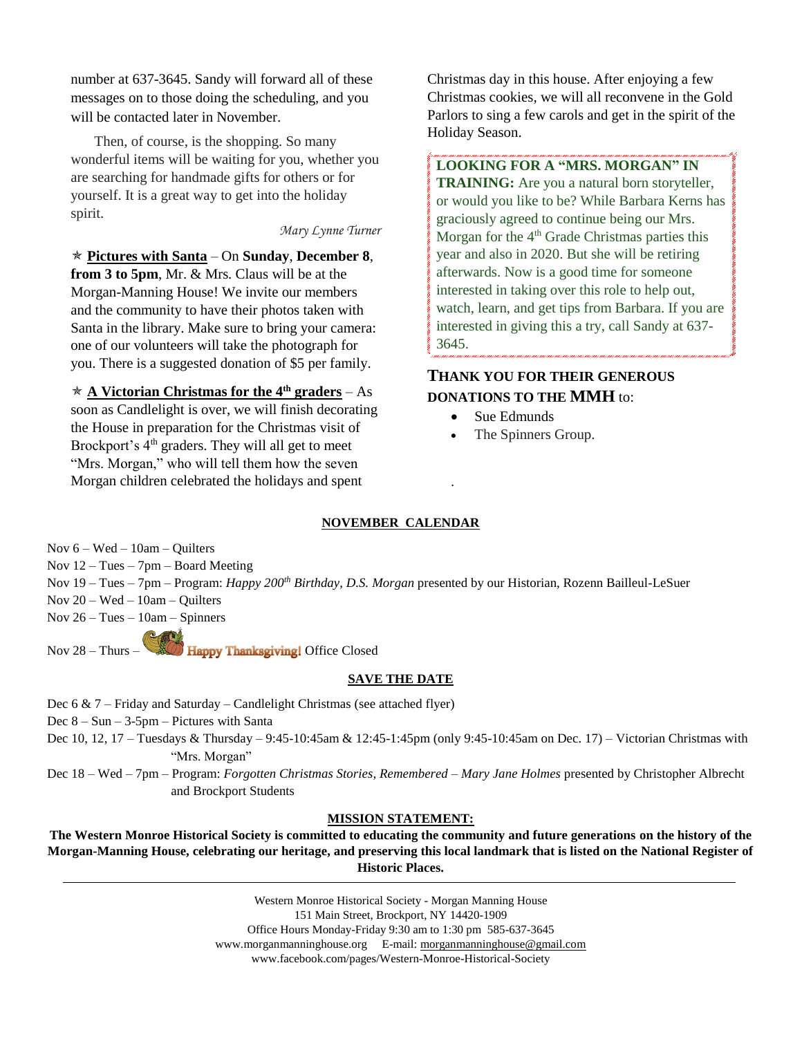number at 637-3645. Sandy will forward all of these messages on to those doing the scheduling, and you will be contacted later in November.

Then, of course, is the shopping. So many wonderful items will be waiting for you, whether you are searching for handmade gifts for others or for yourself. It is a great way to get into the holiday spirit.

*Mary Lynne Turner*

✯ **Pictures with Santa** – On **Sunday**, **December 8**, **from 3 to 5pm**, Mr. & Mrs. Claus will be at the Morgan-Manning House! We invite our members and the community to have their photos taken with Santa in the library. Make sure to bring your camera: one of our volunteers will take the photograph for you. There is a suggested donation of $5 per family.

✯ **A Victorian Christmas for the 4th graders** – As soon as Candlelight is over, we will finish decorating the House in preparation for the Christmas visit of Brockport's 4th graders. They will all get to meet "Mrs. Morgan," who will tell them how the seven Morgan children celebrated the holidays and spent Christmas day in this house. After enjoying a few Christmas cookies, we will all reconvene in the Gold Parlors to sing a few carols and get in the spirit of the Holiday Season.

**LOOKING FOR A "MRS. MORGAN" IN TRAINING:** Are you a natural born storyteller, or would you like to be? While Barbara Kerns has graciously agreed to continue being our Mrs. Morgan for the 4th Grade Christmas parties this year and also in 2020. But she will be retiring afterwards. Now is a good time for someone interested in taking over this role to help out, watch, learn, and get tips from Barbara. If you are interested in giving this a try, call Sandy at 637-3645.

## THANK YOU FOR THEIR GENEROUS DONATIONS TO THE MMH to:

- Sue Edmunds
- The Spinners Group.

## NOVEMBER CALENDAR

Nov 6 – Wed – 10am – Quilters
Nov 12 – Tues – 7pm – Board Meeting
Nov 19 – Tues – 7pm – Program: *Happy 200th Birthday, D.S. Morgan* presented by our Historian, Rozenn Bailleul-LeSuer
Nov 20 – Wed – 10am – Quilters
Nov 26 – Tues – 10am – Spinners
Nov 28 – Thurs – Happy Thanksgiving! Office Closed

## SAVE THE DATE

Dec 6 & 7 – Friday and Saturday – Candlelight Christmas (see attached flyer)
Dec 8 – Sun – 3-5pm – Pictures with Santa
Dec 10, 12, 17 – Tuesdays & Thursday – 9:45-10:45am & 12:45-1:45pm (only 9:45-10:45am on Dec. 17) – Victorian Christmas with "Mrs. Morgan"
Dec 18 – Wed – 7pm – Program: *Forgotten Christmas Stories, Remembered – Mary Jane Holmes* presented by Christopher Albrecht and Brockport Students

## MISSION STATEMENT:

**The Western Monroe Historical Society is committed to educating the community and future generations on the history of the Morgan-Manning House, celebrating our heritage, and preserving this local landmark that is listed on the National Register of Historic Places.**

---

Western Monroe Historical Society - Morgan Manning House
151 Main Street, Brockport, NY 14420-1909
Office Hours Monday-Friday 9:30 am to 1:30 pm 585-637-3645
www.morganmanninghouse.org E-mail: morganmanninghouse@gmail.com
www.facebook.com/pages/Western-Monroe-Historical-Society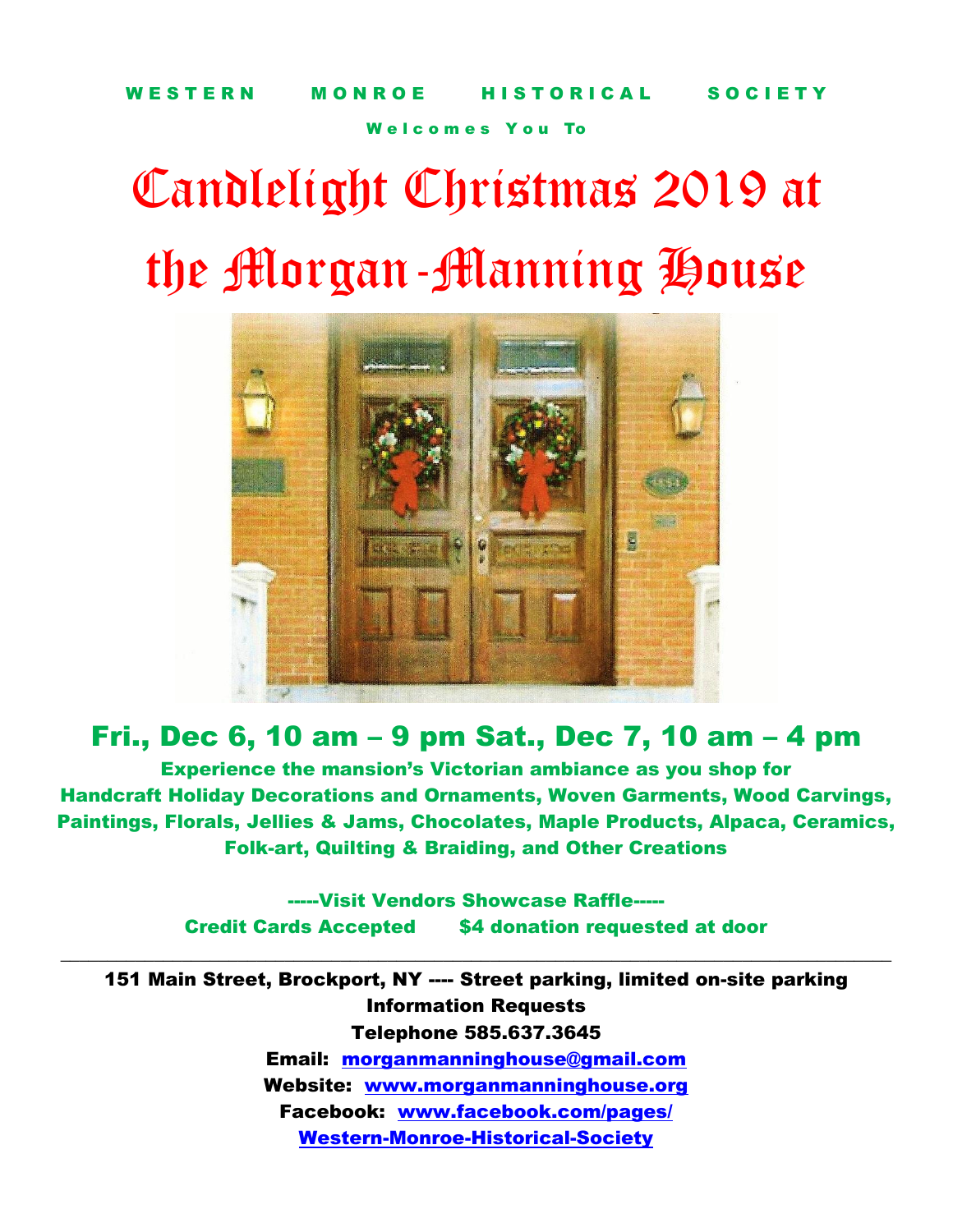WESTERN MONROE HISTORICAL SOCIETY

Welcomes You To

# Candlelight Christmas 2019 at the Morgan-Manning House

## Fri., Dec 6, 10 am – 9 pm Sat., Dec 7, 10 am – 4 pm

**Experience the mansion's Victorian ambiance as you shop for Handcraft Holiday Decorations and Ornaments, Woven Garments, Wood Carvings, Paintings, Florals, Jellies & Jams, Chocolates, Maple Products, Alpaca, Ceramics, Folk-art, Quilting & Braiding, and Other Creations**

**-----Visit Vendors Showcase Raffle-----**

**Credit Cards Accepted $4 donation requested at door**

---

**151 Main Street, Brockport, NY ---- Street parking, limited on-site parking**

**Information Requests**

**Telephone 585.637.3645**

**Email: morganmanninghouse@gmail.com**

**Website: www.morganmanninghouse.org**

**Facebook: www.facebook.com/pages/Western-Monroe-Historical-Society**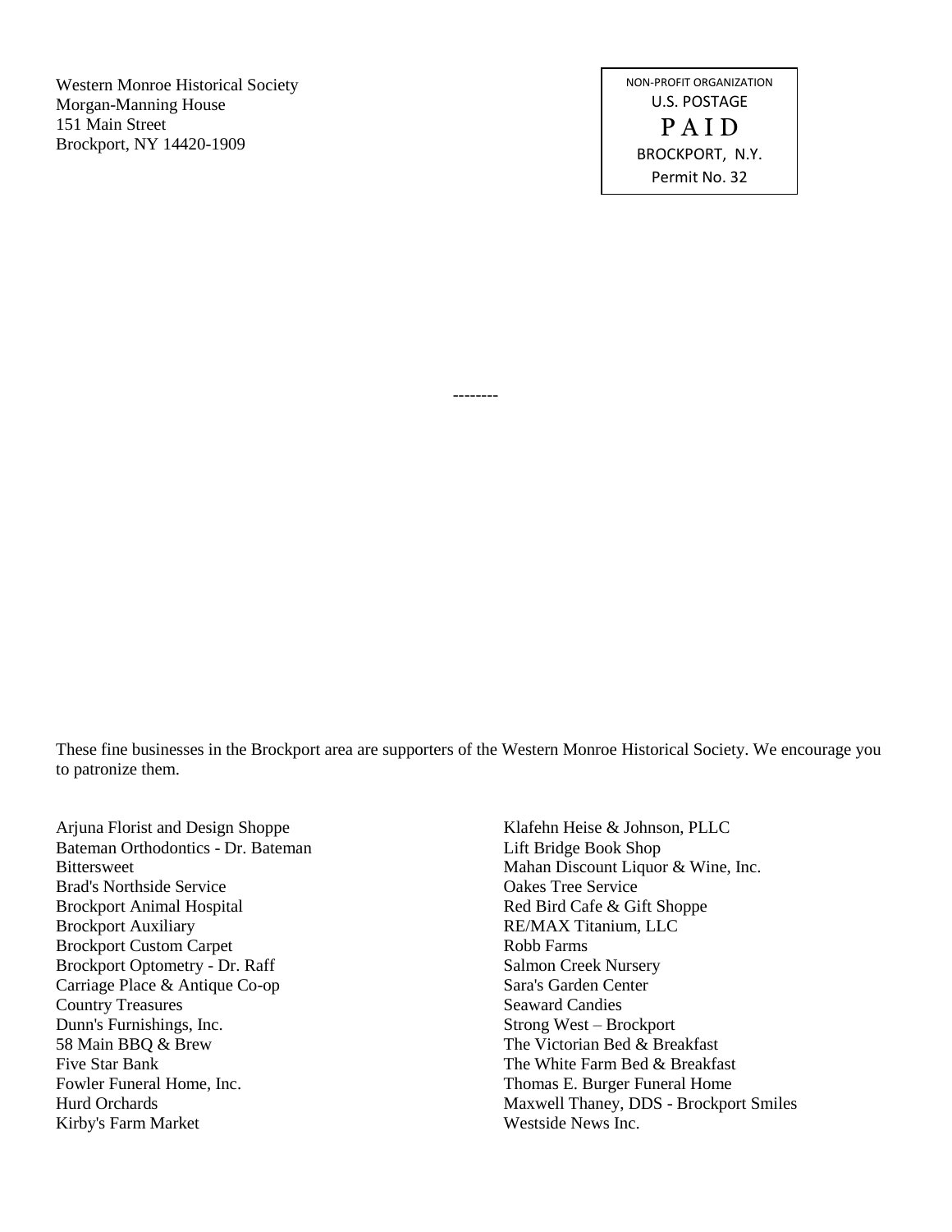Western Monroe Historical Society
Morgan-Manning House
151 Main Street
Brockport, NY 14420-1909

NON-PROFIT ORGANIZATION
U.S. POSTAGE
PAID
BROCKPORT, N.Y.
Permit No. 32

--------

These fine businesses in the Brockport area are supporters of the Western Monroe Historical Society. We encourage you to patronize them.

Arjuna Florist and Design Shoppe
Bateman Orthodontics - Dr. Bateman
Bittersweet
Brad's Northside Service
Brockport Animal Hospital
Brockport Auxiliary
Brockport Custom Carpet
Brockport Optometry - Dr. Raff
Carriage Place & Antique Co-op
Country Treasures
Dunn's Furnishings, Inc.
58 Main BBQ & Brew
Five Star Bank
Fowler Funeral Home, Inc.
Hurd Orchards
Kirby's Farm Market
Klafehn Heise & Johnson, PLLC
Lift Bridge Book Shop
Mahan Discount Liquor & Wine, Inc.
Oakes Tree Service
Red Bird Cafe & Gift Shoppe
RE/MAX Titanium, LLC
Robb Farms
Salmon Creek Nursery
Sara's Garden Center
Seaward Candies
Strong West – Brockport
The Victorian Bed & Breakfast
The White Farm Bed & Breakfast
Thomas E. Burger Funeral Home
Maxwell Thaney, DDS - Brockport Smiles
Westside News Inc.